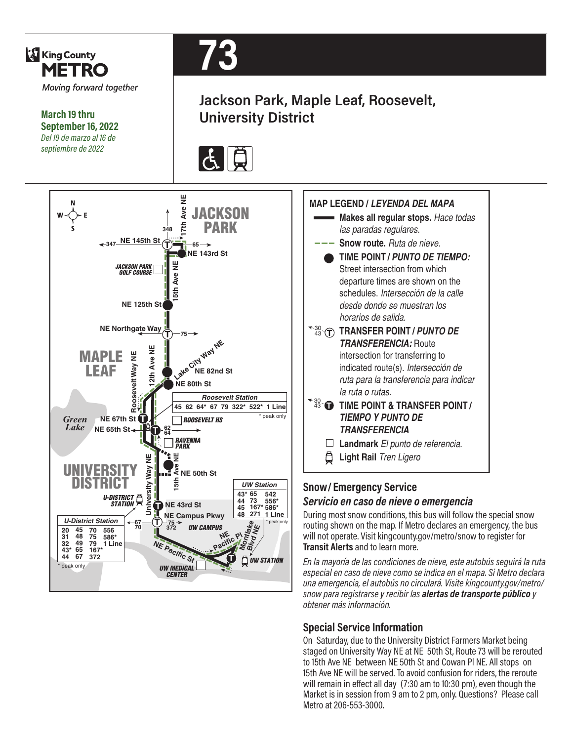King County METRO

Moving forward together

**March 19 thru September 16, 2022**

*Del 19 de marzo al 16 de septiembre de 2022*

# 73

## Jackson Park, Maple Leaf, Roosevelt, University District

**MAP LEGEND /** ***LEYENDA DEL MAPA***

- **Makes all regular stops.** *Hace todas las paradas regulares.*
- **Snow route.** *Ruta de nieve.*
- **TIME POINT /** ***PUNTO DE TIEMPO:*** Street intersection from which departure times are shown on the schedules. *Intersección de la calle desde donde se muestran los horarios de salida.*
- **TRANSFER POINT /** ***PUNTO DE TRANSFERENCIA:*** Route intersection for transferring to indicated route(s). *Intersección de ruta para la transferencia para indicar la ruta o rutas.*
- **TIME POINT & TRANSFER POINT /** ***TIEMPO Y PUNTO DE TRANSFERENCIA***
- **Landmark** *El punto de referencia.*
- **Light Rail** *Tren Ligero*

## Snow / Emergency Service

### *Servicio en caso de nieve o emergencia*

During most snow conditions, this bus will follow the special snow routing shown on the map. If Metro declares an emergency, the bus will not operate. Visit kingcounty.gov/metro/snow to register for **Transit Alerts** and to learn more.

*En la mayoría de las condiciones de nieve, este autobús seguirá la ruta especial en caso de nieve como se indica en el mapa. Si Metro declara una emergencia, el autobús no circulará. Visite kingcounty.gov/metro/snow para registrarse y recibir las* ***alertas de transporte público*** *y obtener más información.*

## Special Service Information

On Saturday, due to the University District Farmers Market being staged on University Way NE at NE 50th St, Route 73 will be rerouted to 15th Ave NE between NE 50th St and Cowan Pl NE. All stops on 15th Ave NE will be served. To avoid confusion for riders, the reroute will remain in effect all day (7:30 am to 10:30 pm), even though the Market is in session from 9 am to 2 pm, only. Questions? Please call Metro at 206-553-3000.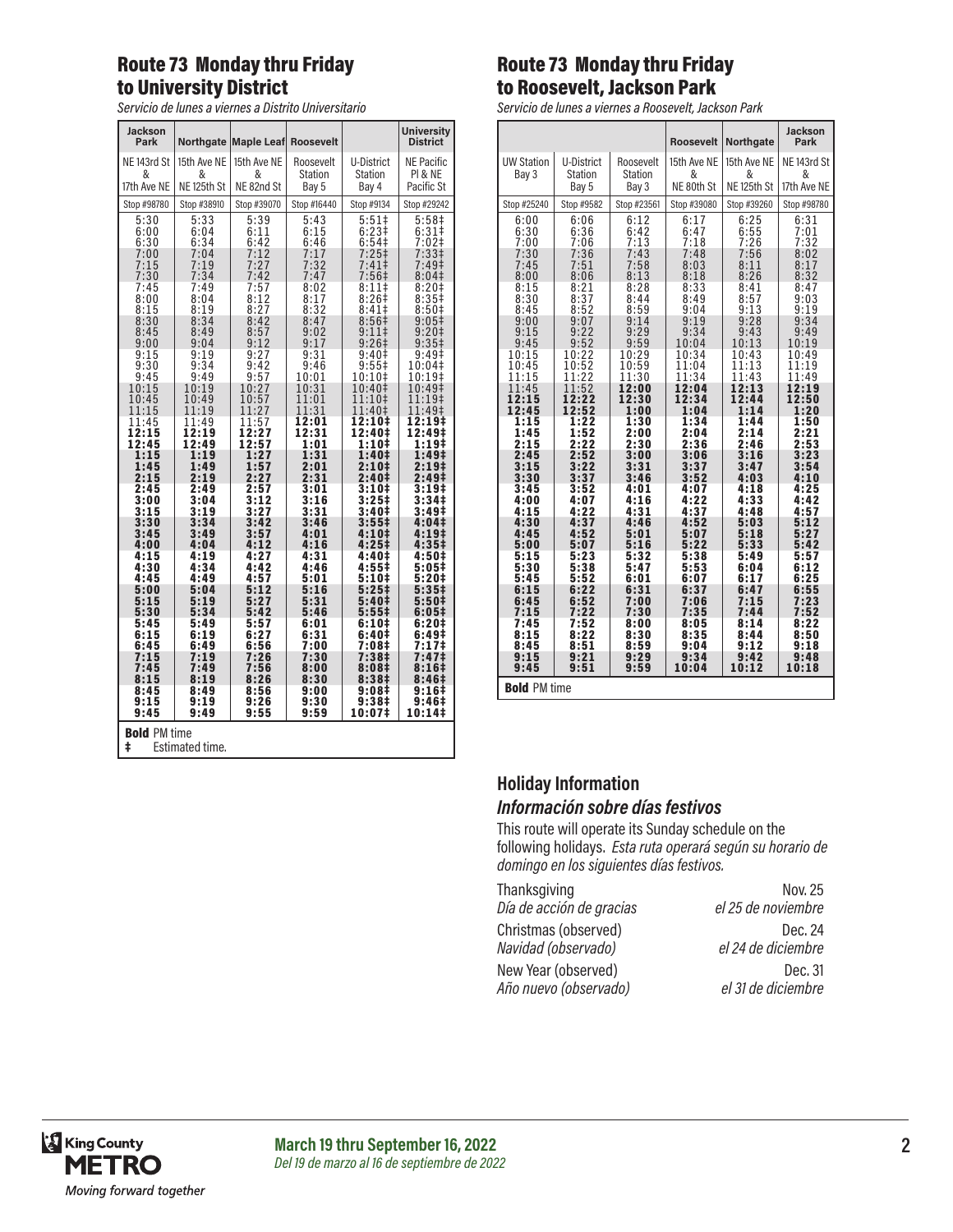## Route 73 Monday thru Friday to University District

*Servicio de lunes a viernes a Distrito Universitario*

| Jackson Park | Northgate | Maple Leaf | Roosevelt | | University District |
|---|---|---|---|---|---|
| NE 143rd St & 17th Ave NE | 15th Ave NE & NE 125th St | 15th Ave NE & NE 82nd St | Roosevelt Station Bay 5 | U-District Station Bay 4 | NE Pacific Pl & NE Pacific St |
| Stop #98780 | Stop #38910 | Stop #39070 | Stop #16440 | Stop #9134 | Stop #29242 |
| 5:30 | 5:33 | 5:39 | 5:43 | 5:51‡ | 5:58‡ |
| 6:00 | 6:04 | 6:11 | 6:15 | 6:23‡ | 6:31‡ |
| 6:30 | 6:34 | 6:42 | 6:46 | 6:54‡ | 7:02‡ |
| 7:00 | 7:04 | 7:12 | 7:17 | 7:25‡ | 7:33‡ |
| 7:15 | 7:19 | 7:27 | 7:32 | 7:41‡ | 7:49‡ |
| 7:30 | 7:34 | 7:42 | 7:47 | 7:56‡ | 8:04‡ |
| 7:45 | 7:49 | 7:57 | 8:02 | 8:11‡ | 8:20‡ |
| 8:00 | 8:04 | 8:12 | 8:17 | 8:26‡ | 8:35‡ |
| 8:15 | 8:19 | 8:27 | 8:32 | 8:41‡ | 8:50‡ |
| 8:30 | 8:34 | 8:42 | 8:47 | 8:56‡ | 9:05‡ |
| 8:45 | 8:49 | 8:57 | 9:02 | 9:11‡ | 9:20‡ |
| 9:00 | 9:04 | 9:12 | 9:17 | 9:26‡ | 9:35‡ |
| 9:15 | 9:19 | 9:27 | 9:31 | 9:40‡ | 9:49‡ |
| 9:30 | 9:34 | 9:42 | 9:46 | 9:55‡ | 10:04‡ |
| 9:45 | 9:49 | 9:57 | 10:01 | 10:10‡ | 10:19‡ |
| 10:15 | 10:19 | 10:27 | 10:31 | 10:40‡ | 10:49‡ |
| 10:45 | 10:49 | 10:57 | 11:01 | 11:10‡ | 11:19‡ |
| 11:15 | 11:19 | 11:27 | 11:31 | 11:40‡ | 11:49‡ |
| 11:45 | 11:49 | 11:57 | **12:01** | **12:10‡** | **12:19‡** |
| **12:15** | **12:19** | **12:27** | **12:31** | **12:40‡** | **12:49‡** |
| **12:45** | **12:49** | **12:57** | **1:01** | **1:10‡** | **1:19‡** |
| **1:15** | **1:19** | **1:27** | **1:31** | **1:40‡** | **1:49‡** |
| **1:45** | **1:49** | **1:57** | **2:01** | **2:10‡** | **2:19‡** |
| **2:15** | **2:19** | **2:27** | **2:31** | **2:40‡** | **2:49‡** |
| **2:45** | **2:49** | **2:57** | **3:01** | **3:10‡** | **3:19‡** |
| **3:00** | **3:04** | **3:12** | **3:16** | **3:25‡** | **3:34‡** |
| **3:15** | **3:19** | **3:27** | **3:31** | **3:40‡** | **3:49‡** |
| **3:30** | **3:34** | **3:42** | **3:46** | **3:55‡** | **4:04‡** |
| **3:45** | **3:49** | **3:57** | **4:01** | **4:10‡** | **4:19‡** |
| **4:00** | **4:04** | **4:12** | **4:16** | **4:25‡** | **4:35‡** |
| **4:15** | **4:19** | **4:27** | **4:31** | **4:40‡** | **4:50‡** |
| **4:30** | **4:34** | **4:42** | **4:46** | **4:55‡** | **5:05‡** |
| **4:45** | **4:49** | **4:57** | **5:01** | **5:10‡** | **5:20‡** |
| **5:00** | **5:04** | **5:12** | **5:16** | **5:25‡** | **5:35‡** |
| **5:15** | **5:19** | **5:27** | **5:31** | **5:40‡** | **5:50‡** |
| **5:30** | **5:34** | **5:42** | **5:46** | **5:55‡** | **6:05‡** |
| **5:45** | **5:49** | **5:57** | **6:01** | **6:10‡** | **6:20‡** |
| **6:15** | **6:19** | **6:27** | **6:31** | **6:40‡** | **6:49‡** |
| **6:45** | **6:49** | **6:56** | **7:00** | **7:08‡** | **7:17‡** |
| **7:15** | **7:19** | **7:26** | **7:30** | **7:38‡** | **7:47‡** |
| **7:45** | **7:49** | **7:56** | **8:00** | **8:08‡** | **8:16‡** |
| **8:15** | **8:19** | **8:26** | **8:30** | **8:38‡** | **8:46‡** |
| **8:45** | **8:49** | **8:56** | **9:00** | **9:08‡** | **9:16‡** |
| **9:15** | **9:19** | **9:26** | **9:30** | **9:38‡** | **9:46‡** |
| **9:45** | **9:49** | **9:55** | **9:59** | **10:07‡** | **10:14‡** |

**Bold** PM time
‡ Estimated time.

## Route 73 Monday thru Friday to Roosevelt, Jackson Park

*Servicio de lunes a viernes a Roosevelt, Jackson Park*

| | | | Roosevelt | Northgate | Jackson Park |
|---|---|---|---|---|---|
| UW Station Bay 3 | U-District Station Bay 5 | Roosevelt Station Bay 3 | 15th Ave NE & NE 80th St | 15th Ave NE & NE 125th St | NE 143rd St & 17th Ave NE |
| Stop #25240 | Stop #9582 | Stop #23561 | Stop #39080 | Stop #39260 | Stop #98780 |
| 6:00 | 6:06 | 6:12 | 6:17 | 6:25 | 6:31 |
| 6:30 | 6:36 | 6:42 | 6:47 | 6:55 | 7:01 |
| 7:00 | 7:06 | 7:13 | 7:18 | 7:26 | 7:32 |
| 7:30 | 7:36 | 7:43 | 7:48 | 7:56 | 8:02 |
| 7:45 | 7:51 | 7:58 | 8:03 | 8:11 | 8:17 |
| 8:00 | 8:06 | 8:13 | 8:18 | 8:26 | 8:32 |
| 8:15 | 8:21 | 8:28 | 8:33 | 8:41 | 8:47 |
| 8:30 | 8:37 | 8:44 | 8:49 | 8:57 | 9:03 |
| 8:45 | 8:52 | 8:59 | 9:04 | 9:13 | 9:19 |
| 9:00 | 9:07 | 9:14 | 9:19 | 9:28 | 9:34 |
| 9:15 | 9:22 | 9:29 | 9:34 | 9:43 | 9:49 |
| 9:45 | 9:52 | 9:59 | 10:04 | 10:13 | 10:19 |
| 10:15 | 10:22 | 10:29 | 10:34 | 10:43 | 10:49 |
| 10:45 | 10:52 | 10:59 | 11:04 | 11:13 | 11:19 |
| 11:15 | 11:22 | 11:30 | 11:34 | 11:43 | 11:49 |
| 11:45 | 11:52 | **12:00** | **12:04** | **12:13** | **12:19** |
| **12:15** | **12:22** | **12:30** | **12:34** | **12:44** | **12:50** |
| **12:45** | **12:52** | **1:00** | **1:04** | **1:14** | **1:20** |
| **1:15** | **1:22** | **1:30** | **1:34** | **1:44** | **1:50** |
| **1:45** | **1:52** | **2:00** | **2:04** | **2:14** | **2:21** |
| **2:15** | **2:22** | **2:30** | **2:36** | **2:46** | **2:53** |
| **2:45** | **2:52** | **3:00** | **3:06** | **3:16** | **3:23** |
| **3:15** | **3:22** | **3:31** | **3:37** | **3:47** | **3:54** |
| **3:30** | **3:37** | **3:46** | **3:52** | **4:03** | **4:10** |
| **3:45** | **3:52** | **4:01** | **4:07** | **4:18** | **4:25** |
| **4:00** | **4:07** | **4:16** | **4:22** | **4:33** | **4:42** |
| **4:15** | **4:22** | **4:31** | **4:37** | **4:48** | **4:57** |
| **4:30** | **4:37** | **4:46** | **4:52** | **5:03** | **5:12** |
| **4:45** | **4:52** | **5:01** | **5:07** | **5:18** | **5:27** |
| **5:00** | **5:07** | **5:16** | **5:22** | **5:33** | **5:42** |
| **5:15** | **5:23** | **5:32** | **5:38** | **5:49** | **5:57** |
| **5:30** | **5:38** | **5:47** | **5:53** | **6:04** | **6:12** |
| **5:45** | **5:52** | **6:01** | **6:07** | **6:17** | **6:25** |
| **6:15** | **6:22** | **6:31** | **6:37** | **6:47** | **6:55** |
| **6:45** | **6:52** | **7:00** | **7:06** | **7:15** | **7:23** |
| **7:15** | **7:22** | **7:30** | **7:35** | **7:44** | **7:52** |
| **7:45** | **7:52** | **8:00** | **8:05** | **8:14** | **8:22** |
| **8:15** | **8:22** | **8:30** | **8:35** | **8:44** | **8:50** |
| **8:45** | **8:51** | **8:59** | **9:04** | **9:12** | **9:18** |
| **9:15** | **9:21** | **9:29** | **9:34** | **9:42** | **9:48** |
| **9:45** | **9:51** | **9:59** | **10:04** | **10:12** | **10:18** |

**Bold** PM time

### Holiday Information

### *Información sobre días festivos*

This route will operate its Sunday schedule on the following holidays. *Esta ruta operará según su horario de domingo en los siguientes días festivos.*

| | |
|---|---|
| Thanksgiving<br>*Día de acción de gracias* | Nov. 25<br>*el 25 de noviembre* |
| Christmas (observed)<br>*Navidad (observado)* | Dec. 24<br>*el 24 de diciembre* |
| New Year (observed)<br>*Año nuevo (observado)* | Dec. 31<br>*el 31 de diciembre* |

King County METRO
*Moving forward together*

**March 19 thru September 16, 2022**
*Del 19 de marzo al 16 de septiembre de 2022*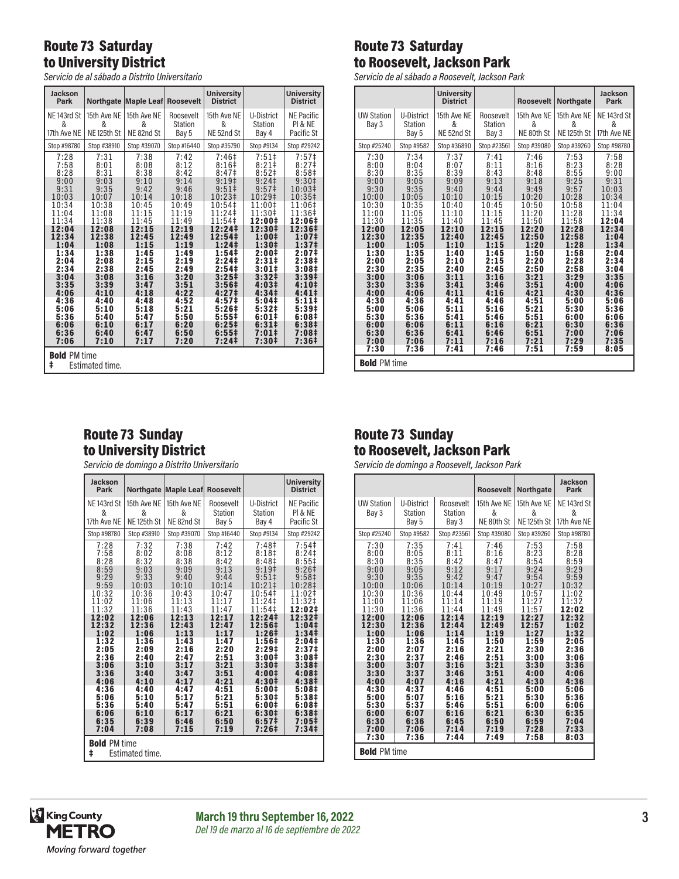## Route 73 Saturday to University District

*Servicio de al sábado a Distrito Universitario*

| Jackson Park | Northgate | Maple Leaf | Roosevelt | University District | | University District |
|---|---|---|---|---|---|---|
| NE 143rd St & 17th Ave NE | 15th Ave NE & NE 125th St | 15th Ave NE & NE 82nd St | Roosevelt Station Bay 5 | 15th Ave NE & NE 52nd St | U-District Station Bay 4 | NE Pacific Pl & NE Pacific St |
| Stop #98780 | Stop #38910 | Stop #39070 | Stop #16440 | Stop #35790 | Stop #9134 | Stop #29242 |
| 7:28 | 7:31 | 7:38 | 7:42 | 7:46‡ | 7:51‡ | 7:57‡ |
| 7:58 | 8:01 | 8:08 | 8:12 | 8:16‡ | 8:21‡ | 8:27‡ |
| 8:28 | 8:31 | 8:38 | 8:42 | 8:47‡ | 8:52‡ | 8:58‡ |
| 9:00 | 9:03 | 9:10 | 9:14 | 9:19‡ | 9:24‡ | 9:30‡ |
| 9:31 | 9:35 | 9:42 | 9:46 | 9:51‡ | 9:57‡ | 10:03‡ |
| 10:03 | 10:07 | 10:14 | 10:18 | 10:23‡ | 10:29‡ | 10:35‡ |
| 10:34 | 10:38 | 10:45 | 10:49 | 10:54‡ | 11:00‡ | 11:06‡ |
| 11:04 | 11:08 | 11:15 | 11:19 | 11:24‡ | 11:30‡ | 11:36‡ |
| 11:34 | 11:38 | 11:45 | 11:49 | 11:54‡ | **12:00‡** | **12:06‡** |
| **12:04** | **12:08** | **12:15** | **12:19** | **12:24‡** | **12:30‡** | **12:36‡** |
| **12:34** | **12:38** | **12:45** | **12:49** | **12:54‡** | **1:00‡** | **1:07‡** |
| **1:04** | **1:08** | **1:15** | **1:19** | **1:24‡** | **1:30‡** | **1:37‡** |
| **1:34** | **1:38** | **1:45** | **1:49** | **1:54‡** | **2:00‡** | **2:07‡** |
| **2:04** | **2:08** | **2:15** | **2:19** | **2:24‡** | **2:31‡** | **2:38‡** |
| **2:34** | **2:38** | **2:45** | **2:49** | **2:54‡** | **3:01‡** | **3:08‡** |
| **3:04** | **3:08** | **3:16** | **3:20** | **3:25‡** | **3:32‡** | **3:39‡** |
| **3:35** | **3:39** | **3:47** | **3:51** | **3:56‡** | **4:03‡** | **4:10‡** |
| **4:06** | **4:10** | **4:18** | **4:22** | **4:27‡** | **4:34‡** | **4:41‡** |
| **4:36** | **4:40** | **4:48** | **4:52** | **4:57‡** | **5:04‡** | **5:11‡** |
| **5:06** | **5:10** | **5:18** | **5:21** | **5:26‡** | **5:32‡** | **5:39‡** |
| **5:36** | **5:40** | **5:47** | **5:50** | **5:55‡** | **6:01‡** | **6:08‡** |
| **6:06** | **6:10** | **6:17** | **6:20** | **6:25‡** | **6:31‡** | **6:38‡** |
| **6:36** | **6:40** | **6:47** | **6:50** | **6:55‡** | **7:01‡** | **7:08‡** |
| **7:06** | **7:10** | **7:17** | **7:20** | **7:24‡** | **7:30‡** | **7:36‡** |

**Bold** PM time
‡ Estimated time.

## Route 73 Saturday to Roosevelt, Jackson Park

*Servicio de al sábado a Roosevelt, Jackson Park*

| | | University District | | Roosevelt | Northgate | Jackson Park |
|---|---|---|---|---|---|---|
| UW Station Bay 3 | U-District Station Bay 5 | 15th Ave NE & NE 52nd St | Roosevelt Station Bay 3 | 15th Ave NE & NE 80th St | 15th Ave NE & NE 125th St | NE 143rd St & 17th Ave NE |
| Stop #25240 | Stop #9582 | Stop #36890 | Stop #23561 | Stop #39080 | Stop #39260 | Stop #98780 |
| 7:30 | 7:34 | 7:37 | 7:41 | 7:46 | 7:53 | 7:58 |
| 8:00 | 8:04 | 8:07 | 8:11 | 8:16 | 8:23 | 8:28 |
| 8:30 | 8:35 | 8:39 | 8:43 | 8:48 | 8:55 | 9:00 |
| 9:00 | 9:05 | 9:09 | 9:13 | 9:18 | 9:25 | 9:31 |
| 9:30 | 9:35 | 9:40 | 9:44 | 9:49 | 9:57 | 10:03 |
| 10:00 | 10:05 | 10:10 | 10:15 | 10:20 | 10:28 | 10:34 |
| 10:30 | 10:35 | 10:40 | 10:45 | 10:50 | 10:58 | 11:04 |
| 11:00 | 11:05 | 11:10 | 11:15 | 11:20 | 11:28 | 11:34 |
| 11:30 | 11:35 | 11:40 | 11:45 | 11:50 | 11:58 | **12:04** |
| **12:00** | **12:05** | **12:10** | **12:15** | **12:20** | **12:28** | **12:34** |
| **12:30** | **12:35** | **12:40** | **12:45** | **12:50** | **12:58** | **1:04** |
| **1:00** | **1:05** | **1:10** | **1:15** | **1:20** | **1:28** | **1:34** |
| **1:30** | **1:35** | **1:40** | **1:45** | **1:50** | **1:58** | **2:04** |
| **2:00** | **2:05** | **2:10** | **2:15** | **2:20** | **2:28** | **2:34** |
| **2:30** | **2:35** | **2:40** | **2:45** | **2:50** | **2:58** | **3:04** |
| **3:00** | **3:06** | **3:11** | **3:16** | **3:21** | **3:29** | **3:35** |
| **3:30** | **3:36** | **3:41** | **3:46** | **3:51** | **4:00** | **4:06** |
| **4:00** | **4:06** | **4:11** | **4:16** | **4:21** | **4:30** | **4:36** |
| **4:30** | **4:36** | **4:41** | **4:46** | **4:51** | **5:00** | **5:06** |
| **5:00** | **5:06** | **5:11** | **5:16** | **5:21** | **5:30** | **5:36** |
| **5:30** | **5:36** | **5:41** | **5:46** | **5:51** | **6:00** | **6:06** |
| **6:00** | **6:06** | **6:11** | **6:16** | **6:21** | **6:30** | **6:36** |
| **6:30** | **6:36** | **6:41** | **6:46** | **6:51** | **7:00** | **7:06** |
| **7:00** | **7:06** | **7:11** | **7:16** | **7:21** | **7:29** | **7:35** |
| **7:30** | **7:36** | **7:41** | **7:46** | **7:51** | **7:59** | **8:05** |

**Bold** PM time

## Route 73 Sunday to University District

*Servicio de domingo a Distrito Universitario*

| Jackson Park | Northgate | Maple Leaf | Roosevelt | | University District |
|---|---|---|---|---|---|
| NE 143rd St & 17th Ave NE | 15th Ave NE & NE 125th St | 15th Ave NE & NE 82nd St | Roosevelt Station Bay 5 | U-District Station Bay 4 | NE Pacific Pl & NE Pacific St |
| Stop #98780 | Stop #38910 | Stop #39070 | Stop #16440 | Stop #9134 | Stop #29242 |
| 7:28 | 7:32 | 7:38 | 7:42 | 7:48‡ | 7:54‡ |
| 7:58 | 8:02 | 8:08 | 8:12 | 8:18‡ | 8:24‡ |
| 8:28 | 8:32 | 8:38 | 8:42 | 8:48‡ | 8:55‡ |
| 8:59 | 9:03 | 9:09 | 9:13 | 9:19‡ | 9:26‡ |
| 9:29 | 9:33 | 9:40 | 9:44 | 9:51‡ | 9:58‡ |
| 9:59 | 10:03 | 10:10 | 10:14 | 10:21‡ | 10:28‡ |
| 10:32 | 10:36 | 10:43 | 10:47 | 10:54‡ | 11:02‡ |
| 11:02 | 11:06 | 11:13 | 11:17 | 11:24‡ | 11:32‡ |
| 11:32 | 11:36 | 11:43 | 11:47 | 11:54‡ | **12:02‡** |
| **12:02** | **12:06** | **12:13** | **12:17** | **12:24‡** | **12:32‡** |
| **12:32** | **12:36** | **12:43** | **12:47** | **12:56‡** | **1:04‡** |
| **1:02** | **1:06** | **1:13** | **1:17** | **1:26‡** | **1:34‡** |
| **1:32** | **1:36** | **1:43** | **1:47** | **1:56‡** | **2:04‡** |
| **2:05** | **2:09** | **2:16** | **2:20** | **2:29‡** | **2:37‡** |
| **2:36** | **2:40** | **2:47** | **2:51** | **3:00‡** | **3:08‡** |
| **3:06** | **3:10** | **3:17** | **3:21** | **3:30‡** | **3:38‡** |
| **3:36** | **3:40** | **3:47** | **3:51** | **4:00‡** | **4:08‡** |
| **4:06** | **4:10** | **4:17** | **4:21** | **4:30‡** | **4:38‡** |
| **4:36** | **4:40** | **4:47** | **4:51** | **5:00‡** | **5:08‡** |
| **5:06** | **5:10** | **5:17** | **5:21** | **5:30‡** | **5:38‡** |
| **5:36** | **5:40** | **5:47** | **5:51** | **6:00‡** | **6:08‡** |
| **6:06** | **6:10** | **6:17** | **6:21** | **6:30‡** | **6:38‡** |
| **6:35** | **6:39** | **6:46** | **6:50** | **6:57‡** | **7:05‡** |
| **7:04** | **7:08** | **7:15** | **7:19** | **7:26‡** | **7:34‡** |

**Bold** PM time
‡ Estimated time.

## Route 73 Sunday to Roosevelt, Jackson Park

*Servicio de domingo a Roosevelt, Jackson Park*

| | | | Roosevelt | Northgate | Jackson Park |
|---|---|---|---|---|---|
| UW Station Bay 3 | U-District Station Bay 5 | Roosevelt Station Bay 3 | 15th Ave NE & NE 80th St | 15th Ave NE & NE 125th St | NE 143rd St & 17th Ave NE |
| Stop #25240 | Stop #9582 | Stop #23561 | Stop #39080 | Stop #39260 | Stop #98780 |
| 7:30 | 7:35 | 7:41 | 7:46 | 7:53 | 7:58 |
| 8:00 | 8:05 | 8:11 | 8:16 | 8:23 | 8:28 |
| 8:30 | 8:35 | 8:42 | 8:47 | 8:54 | 8:59 |
| 9:00 | 9:05 | 9:12 | 9:17 | 9:24 | 9:29 |
| 9:30 | 9:35 | 9:42 | 9:47 | 9:54 | 9:59 |
| 10:00 | 10:06 | 10:14 | 10:19 | 10:27 | 10:32 |
| 10:30 | 10:36 | 10:44 | 10:49 | 10:57 | 11:02 |
| 11:00 | 11:06 | 11:14 | 11:19 | 11:27 | 11:32 |
| 11:30 | 11:36 | 11:44 | 11:49 | 11:57 | **12:02** |
| **12:00** | **12:06** | **12:14** | **12:19** | **12:27** | **12:32** |
| **12:30** | **12:36** | **12:44** | **12:49** | **12:57** | **1:02** |
| **1:00** | **1:06** | **1:14** | **1:19** | **1:27** | **1:32** |
| **1:30** | **1:36** | **1:45** | **1:50** | **1:59** | **2:05** |
| **2:00** | **2:07** | **2:16** | **2:21** | **2:30** | **2:36** |
| **2:30** | **2:37** | **2:46** | **2:51** | **3:00** | **3:06** |
| **3:00** | **3:07** | **3:16** | **3:21** | **3:30** | **3:36** |
| **3:30** | **3:37** | **3:46** | **3:51** | **4:00** | **4:06** |
| **4:00** | **4:07** | **4:16** | **4:21** | **4:30** | **4:36** |
| **4:30** | **4:37** | **4:46** | **4:51** | **5:00** | **5:06** |
| **5:00** | **5:07** | **5:16** | **5:21** | **5:30** | **5:36** |
| **5:30** | **5:37** | **5:46** | **5:51** | **6:00** | **6:06** |
| **6:00** | **6:07** | **6:16** | **6:21** | **6:30** | **6:35** |
| **6:30** | **6:36** | **6:45** | **6:50** | **6:59** | **7:04** |
| **7:00** | **7:06** | **7:14** | **7:19** | **7:28** | **7:33** |
| **7:30** | **7:36** | **7:44** | **7:49** | **7:58** | **8:03** |

**Bold** PM time

King County METRO
*Moving forward together*

**March 19 thru September 16, 2022**
*Del 19 de marzo al 16 de septiembre de 2022*